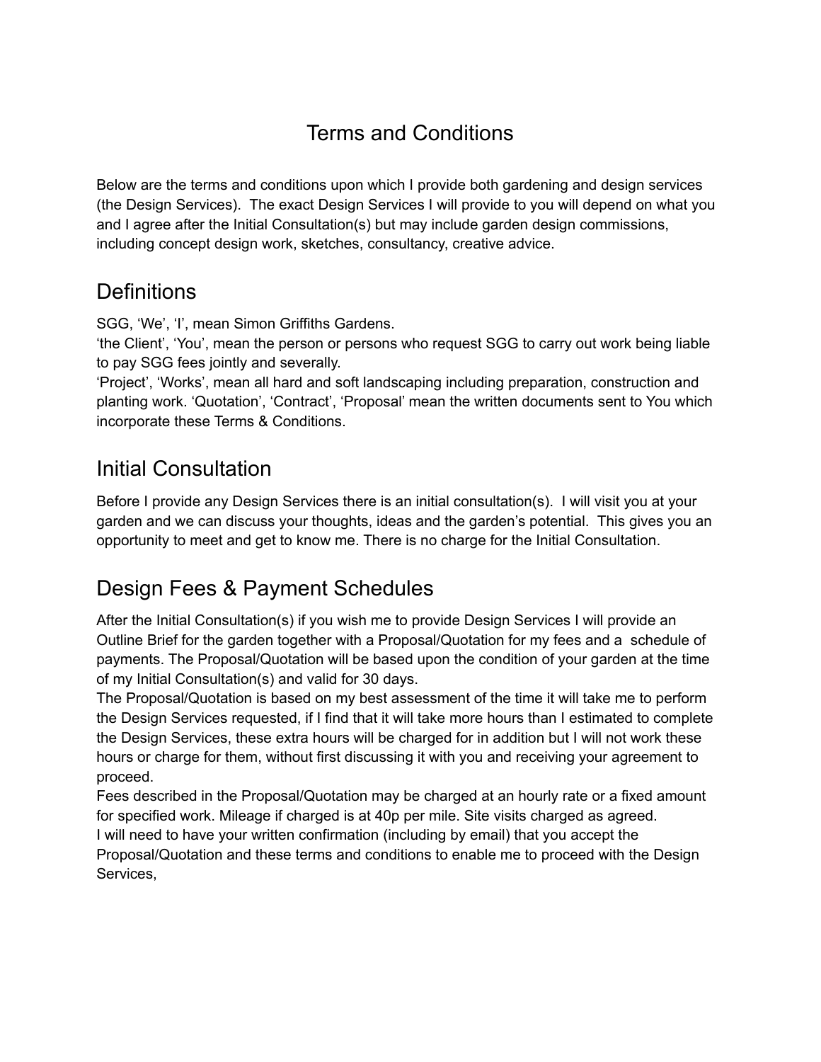# Terms and Conditions

Below are the terms and conditions upon which I provide both gardening and design services (the Design Services). The exact Design Services I will provide to you will depend on what you and I agree after the Initial Consultation(s) but may include garden design commissions, including concept design work, sketches, consultancy, creative advice.

## Definitions

SGG, 'We', 'I', mean Simon Griffiths Gardens.
'the Client', 'You', mean the person or persons who request SGG to carry out work being liable to pay SGG fees jointly and severally.
'Project', 'Works', mean all hard and soft landscaping including preparation, construction and planting work. 'Quotation', 'Contract', 'Proposal' mean the written documents sent to You which incorporate these Terms & Conditions.

## Initial Consultation

Before I provide any Design Services there is an initial consultation(s). I will visit you at your garden and we can discuss your thoughts, ideas and the garden's potential. This gives you an opportunity to meet and get to know me. There is no charge for the Initial Consultation.

## Design Fees & Payment Schedules

After the Initial Consultation(s) if you wish me to provide Design Services I will provide an Outline Brief for the garden together with a Proposal/Quotation for my fees and a schedule of payments. The Proposal/Quotation will be based upon the condition of your garden at the time of my Initial Consultation(s) and valid for 30 days.
The Proposal/Quotation is based on my best assessment of the time it will take me to perform the Design Services requested, if I find that it will take more hours than I estimated to complete the Design Services, these extra hours will be charged for in addition but I will not work these hours or charge for them, without first discussing it with you and receiving your agreement to proceed.
Fees described in the Proposal/Quotation may be charged at an hourly rate or a fixed amount for specified work. Mileage if charged is at 40p per mile. Site visits charged as agreed.
I will need to have your written confirmation (including by email) that you accept the Proposal/Quotation and these terms and conditions to enable me to proceed with the Design Services,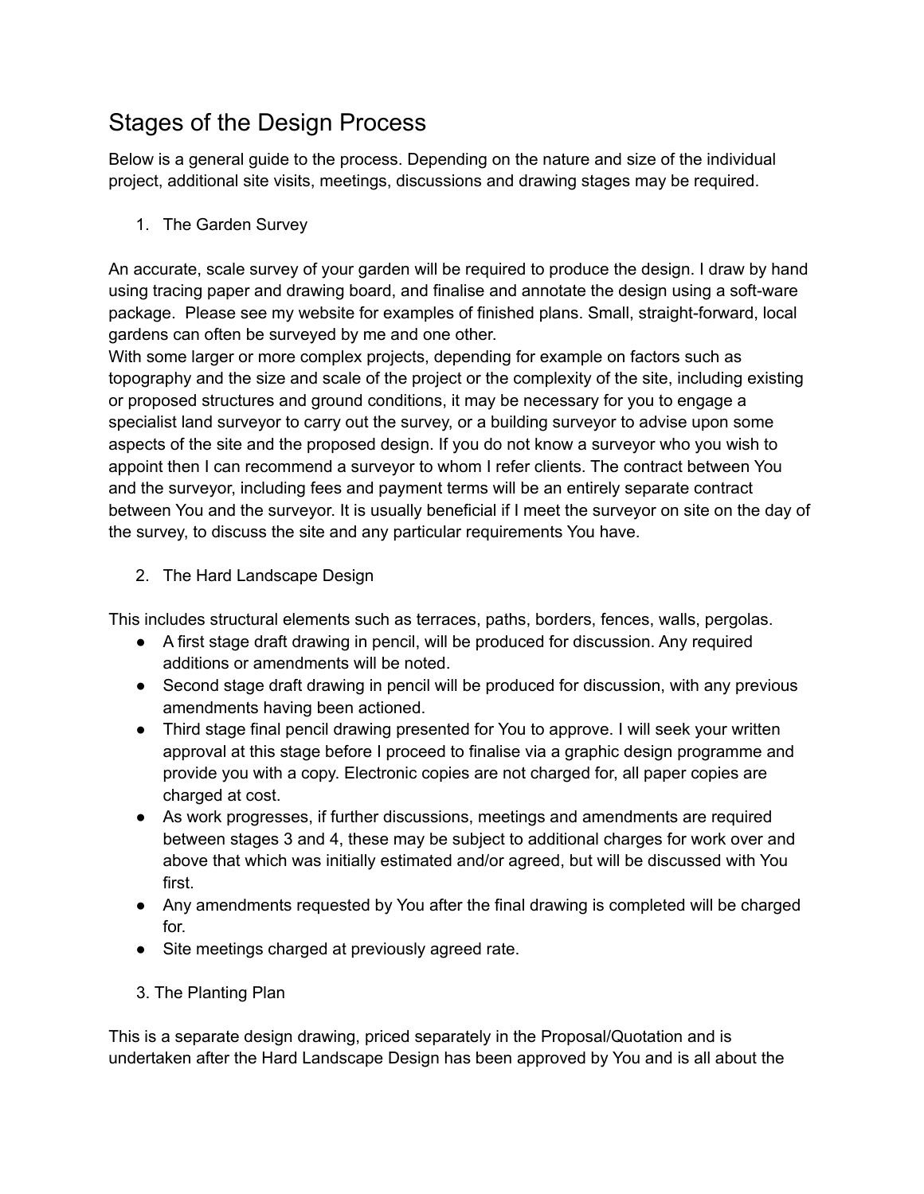# Stages of the Design Process

Below is a general guide to the process. Depending on the nature and size of the individual project, additional site visits, meetings, discussions and drawing stages may be required.

1. The Garden Survey

An accurate, scale survey of your garden will be required to produce the design. I draw by hand using tracing paper and drawing board, and finalise and annotate the design using a soft-ware package. Please see my website for examples of finished plans. Small, straight-forward, local gardens can often be surveyed by me and one other.
With some larger or more complex projects, depending for example on factors such as topography and the size and scale of the project or the complexity of the site, including existing or proposed structures and ground conditions, it may be necessary for you to engage a specialist land surveyor to carry out the survey, or a building surveyor to advise upon some aspects of the site and the proposed design. If you do not know a surveyor who you wish to appoint then I can recommend a surveyor to whom I refer clients. The contract between You and the surveyor, including fees and payment terms will be an entirely separate contract between You and the surveyor. It is usually beneficial if I meet the surveyor on site on the day of the survey, to discuss the site and any particular requirements You have.

2. The Hard Landscape Design

This includes structural elements such as terraces, paths, borders, fences, walls, pergolas.

- A first stage draft drawing in pencil, will be produced for discussion. Any required additions or amendments will be noted.
- Second stage draft drawing in pencil will be produced for discussion, with any previous amendments having been actioned.
- Third stage final pencil drawing presented for You to approve. I will seek your written approval at this stage before I proceed to finalise via a graphic design programme and provide you with a copy. Electronic copies are not charged for, all paper copies are charged at cost.
- As work progresses, if further discussions, meetings and amendments are required between stages 3 and 4, these may be subject to additional charges for work over and above that which was initially estimated and/or agreed, but will be discussed with You first.
- Any amendments requested by You after the final drawing is completed will be charged for.
- Site meetings charged at previously agreed rate.

3. The Planting Plan

This is a separate design drawing, priced separately in the Proposal/Quotation and is undertaken after the Hard Landscape Design has been approved by You and is all about the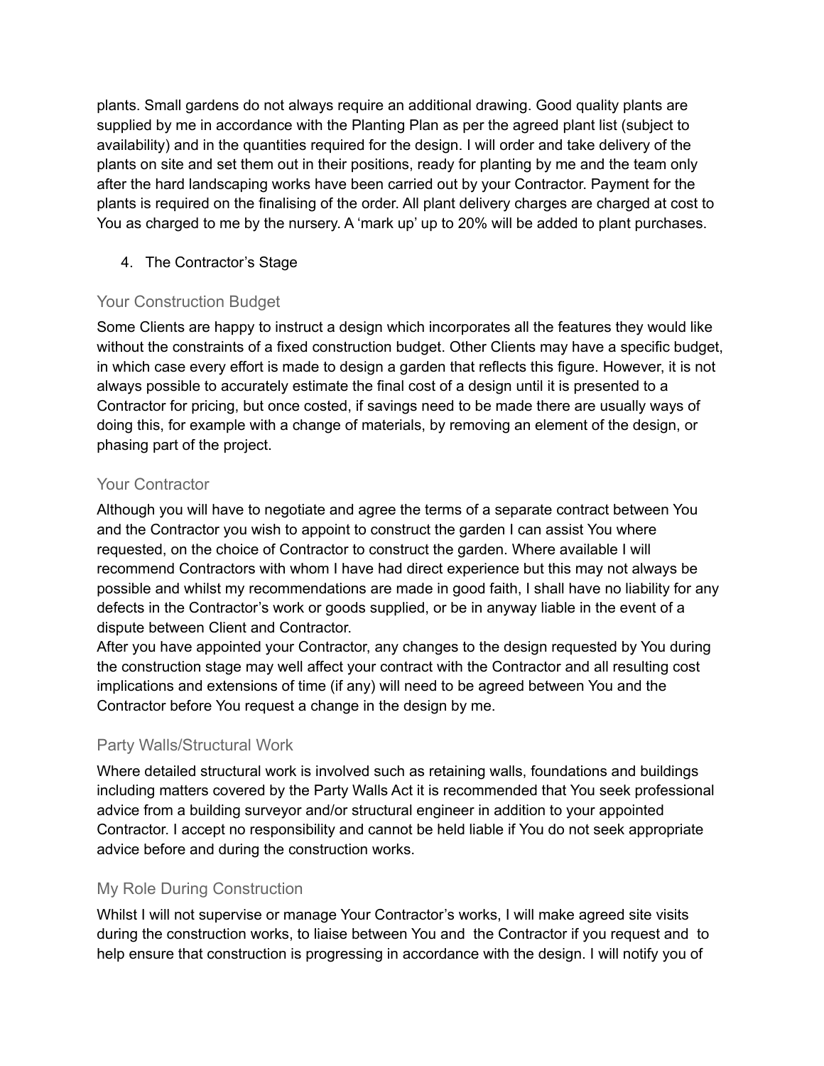plants. Small gardens do not always require an additional drawing. Good quality plants are supplied by me in accordance with the Planting Plan as per the agreed plant list (subject to availability) and in the quantities required for the design. I will order and take delivery of the plants on site and set them out in their positions, ready for planting by me and the team only after the hard landscaping works have been carried out by your Contractor. Payment for the plants is required on the finalising of the order. All plant delivery charges are charged at cost to You as charged to me by the nursery. A 'mark up' up to 20% will be added to plant purchases.

4. The Contractor's Stage

## Your Construction Budget

Some Clients are happy to instruct a design which incorporates all the features they would like without the constraints of a fixed construction budget. Other Clients may have a specific budget, in which case every effort is made to design a garden that reflects this figure. However, it is not always possible to accurately estimate the final cost of a design until it is presented to a Contractor for pricing, but once costed, if savings need to be made there are usually ways of doing this, for example with a change of materials, by removing an element of the design, or phasing part of the project.

## Your Contractor

Although you will have to negotiate and agree the terms of a separate contract between You and the Contractor you wish to appoint to construct the garden I can assist You where requested, on the choice of Contractor to construct the garden. Where available I will recommend Contractors with whom I have had direct experience but this may not always be possible and whilst my recommendations are made in good faith, I shall have no liability for any defects in the Contractor's work or goods supplied, or be in anyway liable in the event of a dispute between Client and Contractor.

After you have appointed your Contractor, any changes to the design requested by You during the construction stage may well affect your contract with the Contractor and all resulting cost implications and extensions of time (if any) will need to be agreed between You and the Contractor before You request a change in the design by me.

## Party Walls/Structural Work

Where detailed structural work is involved such as retaining walls, foundations and buildings including matters covered by the Party Walls Act it is recommended that You seek professional advice from a building surveyor and/or structural engineer in addition to your appointed Contractor. I accept no responsibility and cannot be held liable if You do not seek appropriate advice before and during the construction works.

## My Role During Construction

Whilst I will not supervise or manage Your Contractor's works, I will make agreed site visits during the construction works, to liaise between You and the Contractor if you request and to help ensure that construction is progressing in accordance with the design. I will notify you of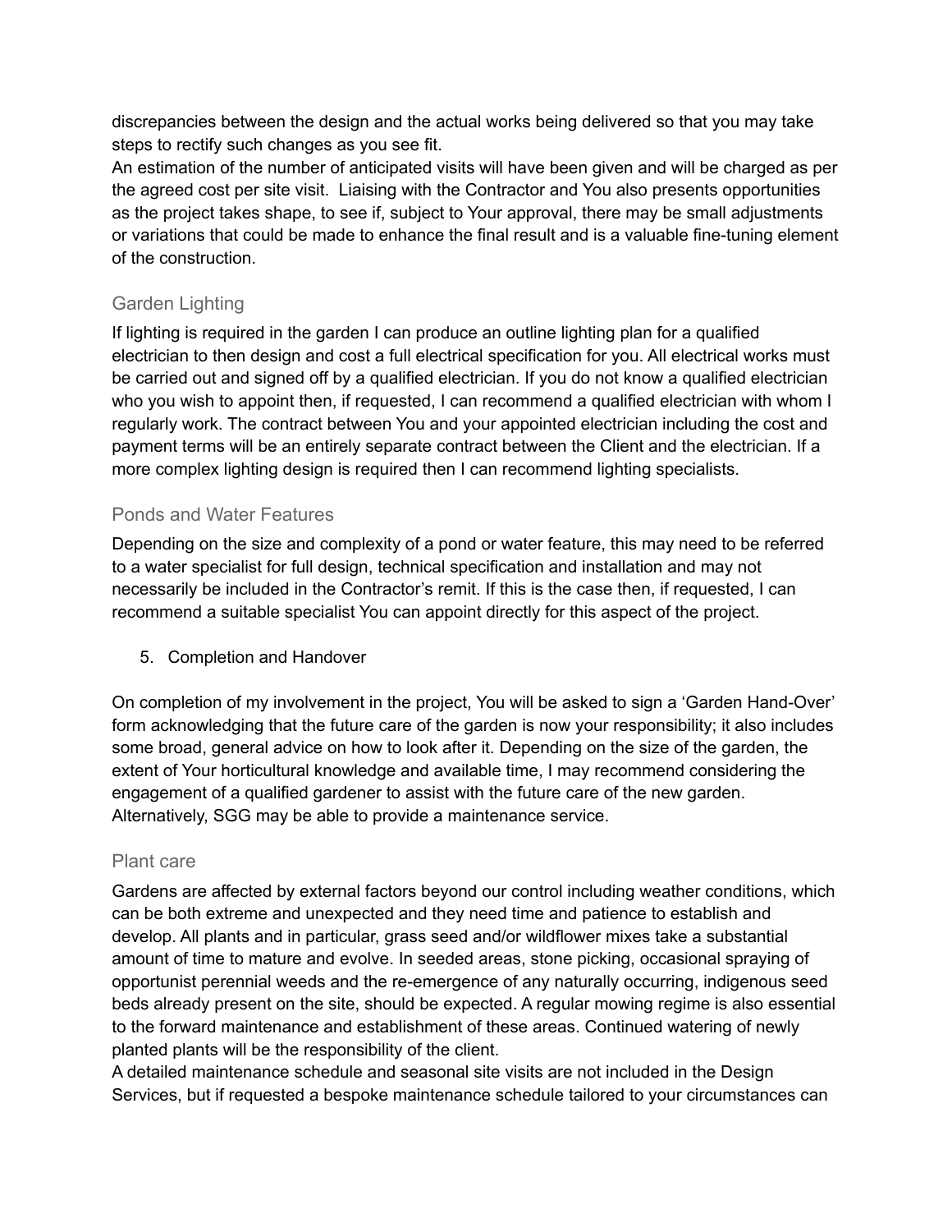discrepancies between the design and the actual works being delivered so that you may take steps to rectify such changes as you see fit.
An estimation of the number of anticipated visits will have been given and will be charged as per the agreed cost per site visit. Liaising with the Contractor and You also presents opportunities as the project takes shape, to see if, subject to Your approval, there may be small adjustments or variations that could be made to enhance the final result and is a valuable fine-tuning element of the construction.

### Garden Lighting

If lighting is required in the garden I can produce an outline lighting plan for a qualified electrician to then design and cost a full electrical specification for you. All electrical works must be carried out and signed off by a qualified electrician. If you do not know a qualified electrician who you wish to appoint then, if requested, I can recommend a qualified electrician with whom I regularly work. The contract between You and your appointed electrician including the cost and payment terms will be an entirely separate contract between the Client and the electrician. If a more complex lighting design is required then I can recommend lighting specialists.

### Ponds and Water Features

Depending on the size and complexity of a pond or water feature, this may need to be referred to a water specialist for full design, technical specification and installation and may not necessarily be included in the Contractor's remit. If this is the case then, if requested, I can recommend a suitable specialist You can appoint directly for this aspect of the project.

5. Completion and Handover

On completion of my involvement in the project, You will be asked to sign a 'Garden Hand-Over' form acknowledging that the future care of the garden is now your responsibility; it also includes some broad, general advice on how to look after it. Depending on the size of the garden, the extent of Your horticultural knowledge and available time, I may recommend considering the engagement of a qualified gardener to assist with the future care of the new garden. Alternatively, SGG may be able to provide a maintenance service.

### Plant care

Gardens are affected by external factors beyond our control including weather conditions, which can be both extreme and unexpected and they need time and patience to establish and develop. All plants and in particular, grass seed and/or wildflower mixes take a substantial amount of time to mature and evolve. In seeded areas, stone picking, occasional spraying of opportunist perennial weeds and the re-emergence of any naturally occurring, indigenous seed beds already present on the site, should be expected. A regular mowing regime is also essential to the forward maintenance and establishment of these areas. Continued watering of newly planted plants will be the responsibility of the client.
A detailed maintenance schedule and seasonal site visits are not included in the Design Services, but if requested a bespoke maintenance schedule tailored to your circumstances can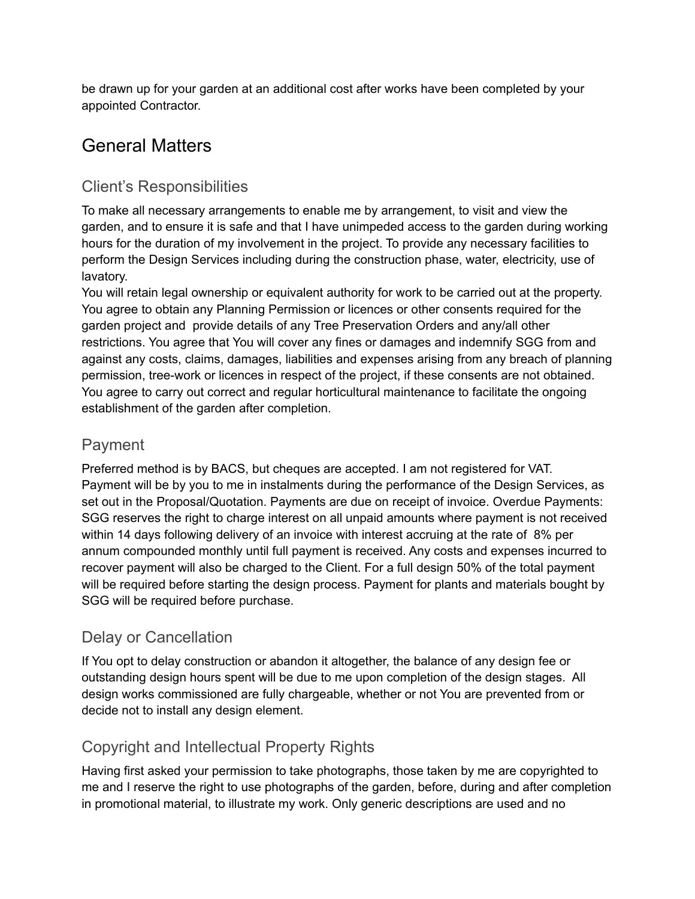be drawn up for your garden at an additional cost after works have been completed by your appointed Contractor.

# General Matters

## Client's Responsibilities

To make all necessary arrangements to enable me by arrangement, to visit and view the garden, and to ensure it is safe and that I have unimpeded access to the garden during working hours for the duration of my involvement in the project. To provide any necessary facilities to perform the Design Services including during the construction phase, water, electricity, use of lavatory.
You will retain legal ownership or equivalent authority for work to be carried out at the property. You agree to obtain any Planning Permission or licences or other consents required for the garden project and provide details of any Tree Preservation Orders and any/all other restrictions. You agree that You will cover any fines or damages and indemnify SGG from and against any costs, claims, damages, liabilities and expenses arising from any breach of planning permission, tree-work or licences in respect of the project, if these consents are not obtained. You agree to carry out correct and regular horticultural maintenance to facilitate the ongoing establishment of the garden after completion.

## Payment

Preferred method is by BACS, but cheques are accepted. I am not registered for VAT.
Payment will be by you to me in instalments during the performance of the Design Services, as set out in the Proposal/Quotation. Payments are due on receipt of invoice. Overdue Payments: SGG reserves the right to charge interest on all unpaid amounts where payment is not received within 14 days following delivery of an invoice with interest accruing at the rate of 8% per annum compounded monthly until full payment is received. Any costs and expenses incurred to recover payment will also be charged to the Client. For a full design 50% of the total payment will be required before starting the design process. Payment for plants and materials bought by SGG will be required before purchase.

## Delay or Cancellation

If You opt to delay construction or abandon it altogether, the balance of any design fee or outstanding design hours spent will be due to me upon completion of the design stages. All design works commissioned are fully chargeable, whether or not You are prevented from or decide not to install any design element.

## Copyright and Intellectual Property Rights

Having first asked your permission to take photographs, those taken by me are copyrighted to me and I reserve the right to use photographs of the garden, before, during and after completion in promotional material, to illustrate my work. Only generic descriptions are used and no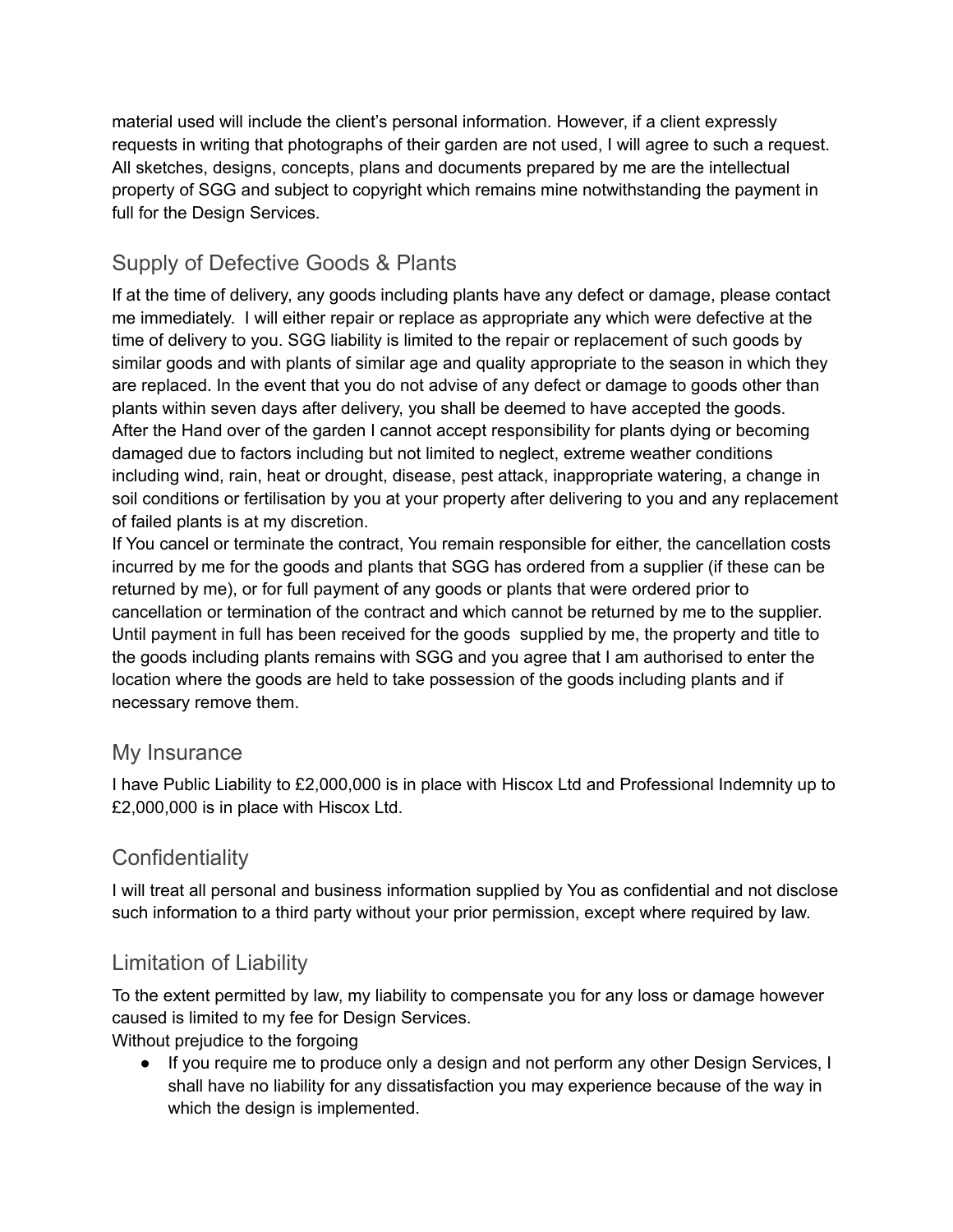material used will include the client's personal information. However, if a client expressly requests in writing that photographs of their garden are not used, I will agree to such a request. All sketches, designs, concepts, plans and documents prepared by me are the intellectual property of SGG and subject to copyright which remains mine notwithstanding the payment in full for the Design Services.

## Supply of Defective Goods & Plants

If at the time of delivery, any goods including plants have any defect or damage, please contact me immediately. I will either repair or replace as appropriate any which were defective at the time of delivery to you. SGG liability is limited to the repair or replacement of such goods by similar goods and with plants of similar age and quality appropriate to the season in which they are replaced. In the event that you do not advise of any defect or damage to goods other than plants within seven days after delivery, you shall be deemed to have accepted the goods.
After the Hand over of the garden I cannot accept responsibility for plants dying or becoming damaged due to factors including but not limited to neglect, extreme weather conditions including wind, rain, heat or drought, disease, pest attack, inappropriate watering, a change in soil conditions or fertilisation by you at your property after delivering to you and any replacement of failed plants is at my discretion.
If You cancel or terminate the contract, You remain responsible for either, the cancellation costs incurred by me for the goods and plants that SGG has ordered from a supplier (if these can be returned by me), or for full payment of any goods or plants that were ordered prior to cancellation or termination of the contract and which cannot be returned by me to the supplier.
Until payment in full has been received for the goods supplied by me, the property and title to the goods including plants remains with SGG and you agree that I am authorised to enter the location where the goods are held to take possession of the goods including plants and if necessary remove them.

## My Insurance

I have Public Liability to £2,000,000 is in place with Hiscox Ltd and Professional Indemnity up to £2,000,000 is in place with Hiscox Ltd.

## Confidentiality

I will treat all personal and business information supplied by You as confidential and not disclose such information to a third party without your prior permission, except where required by law.

## Limitation of Liability

To the extent permitted by law, my liability to compensate you for any loss or damage however caused is limited to my fee for Design Services.
Without prejudice to the forgoing

- If you require me to produce only a design and not perform any other Design Services, I shall have no liability for any dissatisfaction you may experience because of the way in which the design is implemented.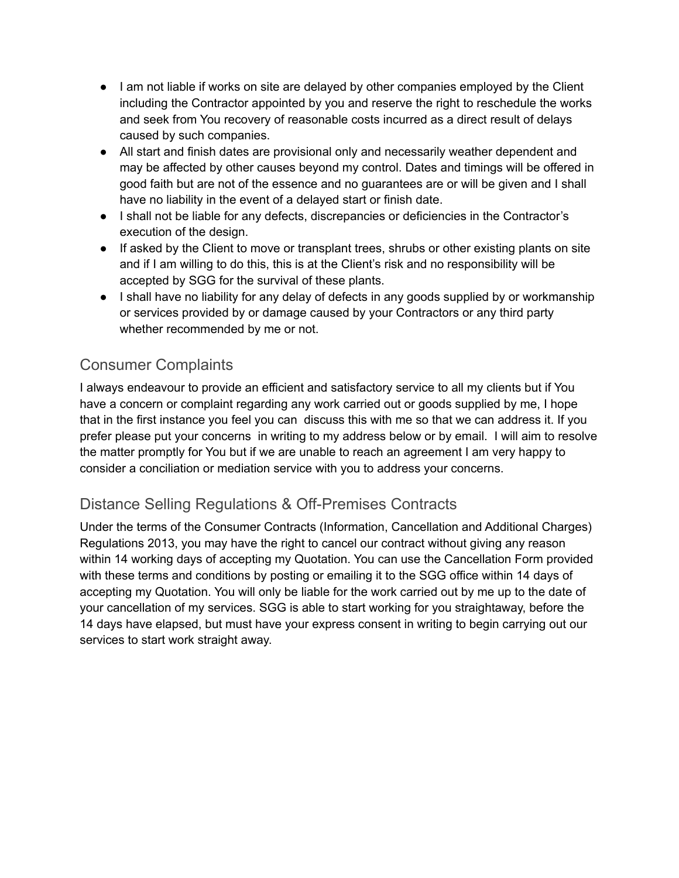- I am not liable if works on site are delayed by other companies employed by the Client including the Contractor appointed by you and reserve the right to reschedule the works and seek from You recovery of reasonable costs incurred as a direct result of delays caused by such companies.
- All start and finish dates are provisional only and necessarily weather dependent and may be affected by other causes beyond my control. Dates and timings will be offered in good faith but are not of the essence and no guarantees are or will be given and I shall have no liability in the event of a delayed start or finish date.
- I shall not be liable for any defects, discrepancies or deficiencies in the Contractor's execution of the design.
- If asked by the Client to move or transplant trees, shrubs or other existing plants on site and if I am willing to do this, this is at the Client's risk and no responsibility will be accepted by SGG for the survival of these plants.
- I shall have no liability for any delay of defects in any goods supplied by or workmanship or services provided by or damage caused by your Contractors or any third party whether recommended by me or not.

## Consumer Complaints

I always endeavour to provide an efficient and satisfactory service to all my clients but if You have a concern or complaint regarding any work carried out or goods supplied by me, I hope that in the first instance you feel you can discuss this with me so that we can address it. If you prefer please put your concerns in writing to my address below or by email. I will aim to resolve the matter promptly for You but if we are unable to reach an agreement I am very happy to consider a conciliation or mediation service with you to address your concerns.

## Distance Selling Regulations & Off-Premises Contracts

Under the terms of the Consumer Contracts (Information, Cancellation and Additional Charges) Regulations 2013, you may have the right to cancel our contract without giving any reason within 14 working days of accepting my Quotation. You can use the Cancellation Form provided with these terms and conditions by posting or emailing it to the SGG office within 14 days of accepting my Quotation. You will only be liable for the work carried out by me up to the date of your cancellation of my services. SGG is able to start working for you straightaway, before the 14 days have elapsed, but must have your express consent in writing to begin carrying out our services to start work straight away.